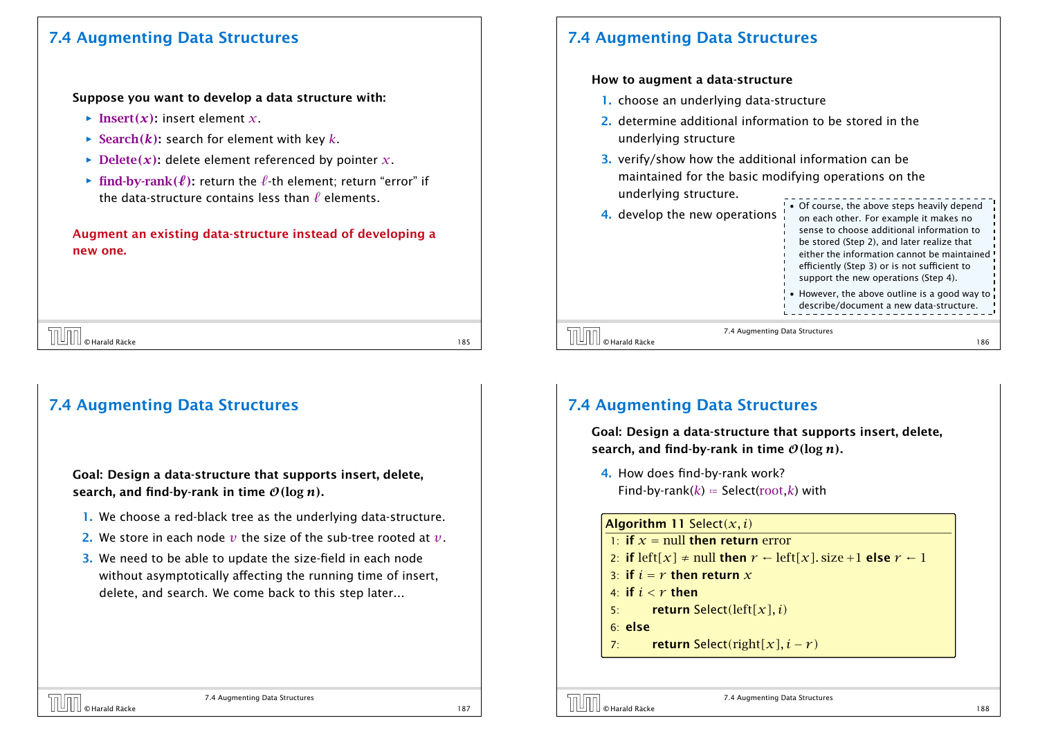## 7.4 Augmenting Data Structures

**Suppose you want to develop a data structure with:**

- **Insert($x$):** insert element $x$.
- **Search($k$):** search for element with key $k$.
- **Delete($x$):** delete element referenced by pointer $x$.
- **find-by-rank($\ell$):** return the $\ell$-th element; return "error" if the data-structure contains less than $\ell$ elements.

**Augment an existing data-structure instead of developing a new one.**

## 7.4 Augmenting Data Structures

**How to augment a data-structure**

1. choose an underlying data-structure
2. determine additional information to be stored in the underlying structure
3. verify/show how the additional information can be maintained for the basic modifying operations on the underlying structure.
4. develop the new operations

- Of course, the above steps heavily depend on each other. For example it makes no sense to choose additional information to be stored (Step 2), and later realize that either the information cannot be maintained efficiently (Step 3) or is not sufficient to support the new operations (Step 4).
- However, the above outline is a good way to describe/document a new data-structure.

## 7.4 Augmenting Data Structures

**Goal: Design a data-structure that supports insert, delete, search, and find-by-rank in time $\mathcal{O}(\log n)$.**

1. We choose a red-black tree as the underlying data-structure.
2. We store in each node $v$ the size of the sub-tree rooted at $v$.
3. We need to be able to update the size-field in each node without asymptotically affecting the running time of insert, delete, and search. We come back to this step later...

## 7.4 Augmenting Data Structures

**Goal: Design a data-structure that supports insert, delete, search, and find-by-rank in time $\mathcal{O}(\log n)$.**

4. How does find-by-rank work?
   Find-by-rank($k$) := Select(root,$k$) with

```
Algorithm 11 Select(x, i)
1: if x = null then return error
2: if left[x] ≠ null then r ← left[x].size+1 else r ← 1
3: if i = r then return x
4: if i < r then
5:     return Select(left[x], i)
6: else
7:     return Select(right[x], i − r)
```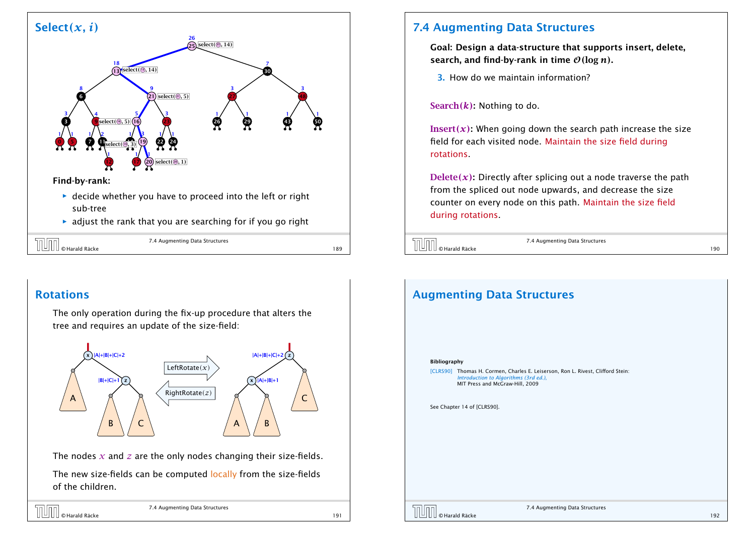## Select($x$, $i$)

26
select(25, 14)
18
select(13, 14)
7
8
9
select(21, 5)
3
3
3
4
select(9, 5)
5
3
1
1
1
1
1
1
1
2
1
select(19, 3)
3
1
1
1
1
1
select(20, 1)

**Find-by-rank:**

- decide whether you have to proceed into the left or right sub-tree
- adjust the rank that you are searching for if you go right

## 7.4 Augmenting Data Structures

**Goal: Design a data-structure that supports insert, delete, search, and find-by-rank in time $\mathcal{O}(\log n)$.**

3. How do we maintain information?

**Search($k$):** Nothing to do.

**Insert($x$):** When going down the search path increase the size field for each visited node. Maintain the size field during rotations.

**Delete($x$):** Directly after splicing out a node traverse the path from the spliced out node upwards, and decrease the size counter on every node on this path. Maintain the size field during rotations.

## Rotations

The only operation during the fix-up procedure that alters the tree and requires an update of the size-field:

x |A|+|B|+|C|+2
|B|+|C|+1 z
LeftRotate($x$)
RightRotate($z$)
|A|+|B|+|C|+2 z
x |A|+|B|+1
A
B
C

The nodes $x$ and $z$ are the only nodes changing their size-fields.

The new size-fields can be computed locally from the size-fields of the children.

## Augmenting Data Structures

**Bibliography**

[CLRS90] Thomas H. Cormen, Charles E. Leiserson, Ron L. Rivest, Clifford Stein:
*Introduction to Algorithms (3rd ed.)*,
MIT Press and McGraw-Hill, 2009

See Chapter 14 of [CLRS90].